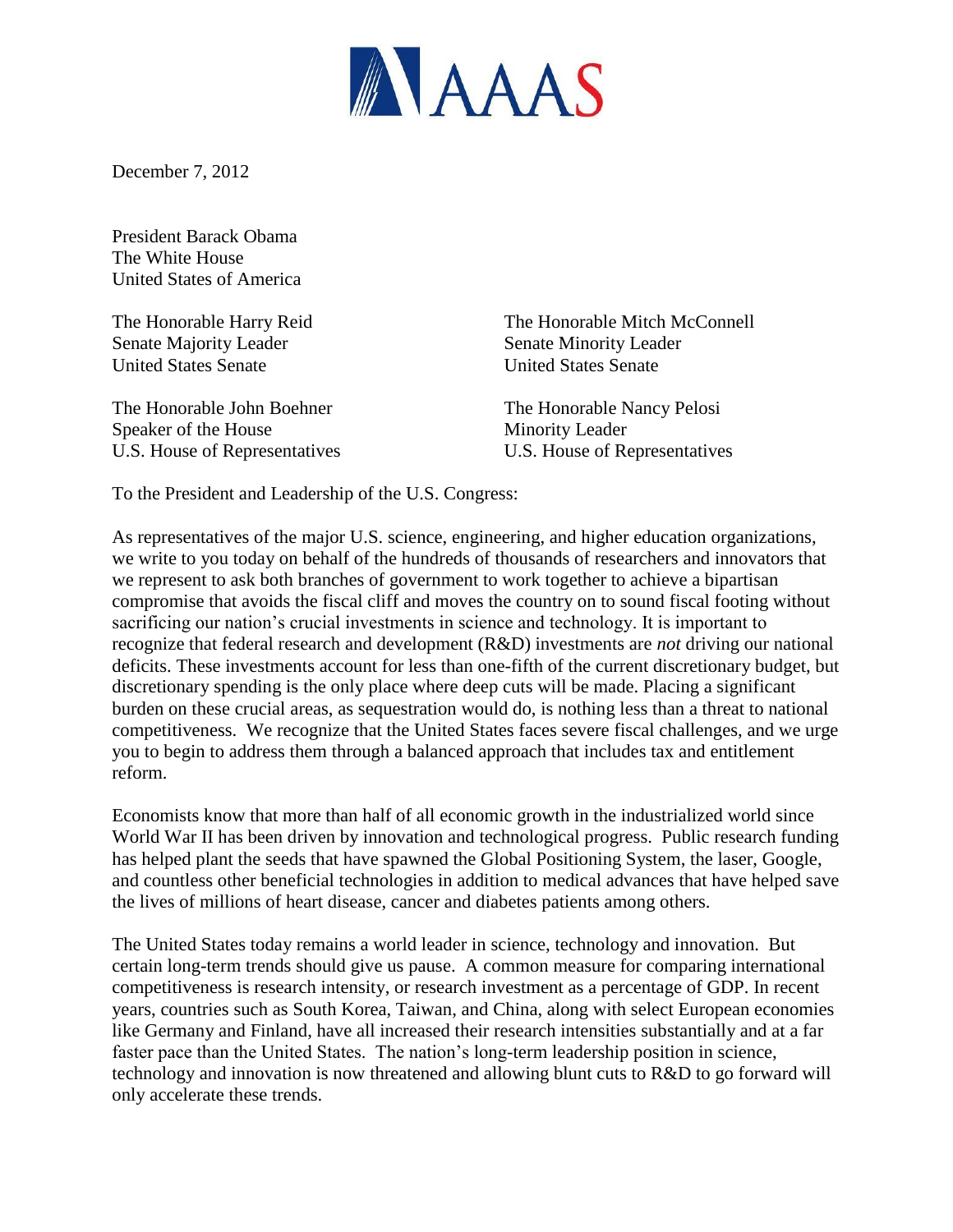AAAS

December 7, 2012

President Barack Obama
The White House
United States of America

The Honorable Harry Reid
Senate Majority Leader
United States Senate

The Honorable Mitch McConnell
Senate Minority Leader
United States Senate

The Honorable John Boehner
Speaker of the House
U.S. House of Representatives

The Honorable Nancy Pelosi
Minority Leader
U.S. House of Representatives

To the President and Leadership of the U.S. Congress:

As representatives of the major U.S. science, engineering, and higher education organizations, we write to you today on behalf of the hundreds of thousands of researchers and innovators that we represent to ask both branches of government to work together to achieve a bipartisan compromise that avoids the fiscal cliff and moves the country on to sound fiscal footing without sacrificing our nation's crucial investments in science and technology. It is important to recognize that federal research and development (R&D) investments are *not* driving our national deficits. These investments account for less than one-fifth of the current discretionary budget, but discretionary spending is the only place where deep cuts will be made. Placing a significant burden on these crucial areas, as sequestration would do, is nothing less than a threat to national competitiveness. We recognize that the United States faces severe fiscal challenges, and we urge you to begin to address them through a balanced approach that includes tax and entitlement reform.

Economists know that more than half of all economic growth in the industrialized world since World War II has been driven by innovation and technological progress. Public research funding has helped plant the seeds that have spawned the Global Positioning System, the laser, Google, and countless other beneficial technologies in addition to medical advances that have helped save the lives of millions of heart disease, cancer and diabetes patients among others.

The United States today remains a world leader in science, technology and innovation. But certain long-term trends should give us pause. A common measure for comparing international competitiveness is research intensity, or research investment as a percentage of GDP. In recent years, countries such as South Korea, Taiwan, and China, along with select European economies like Germany and Finland, have all increased their research intensities substantially and at a far faster pace than the United States. The nation's long-term leadership position in science, technology and innovation is now threatened and allowing blunt cuts to R&D to go forward will only accelerate these trends.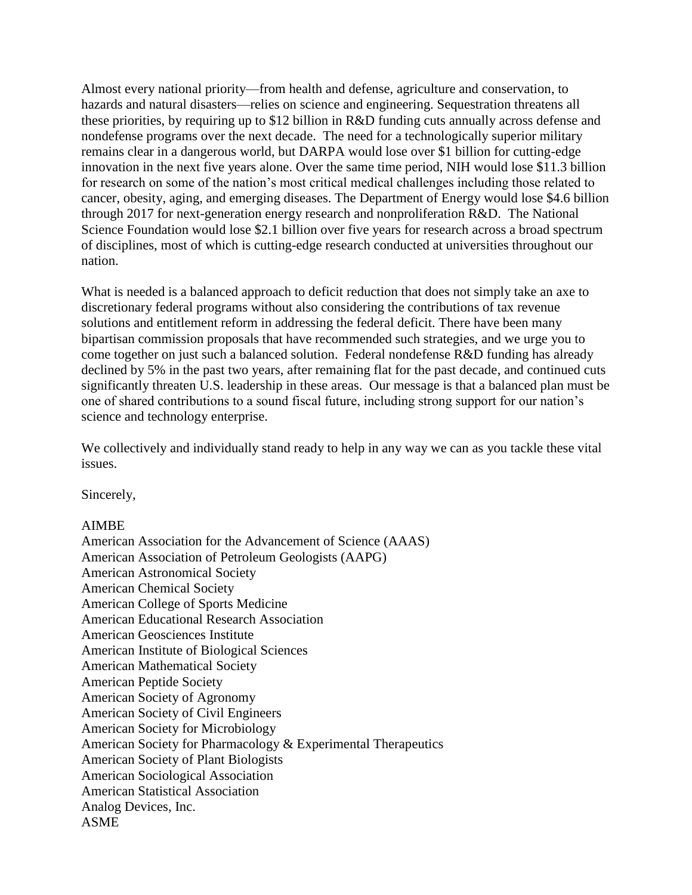Almost every national priority—from health and defense, agriculture and conservation, to hazards and natural disasters—relies on science and engineering. Sequestration threatens all these priorities, by requiring up to $12 billion in R&D funding cuts annually across defense and nondefense programs over the next decade. The need for a technologically superior military remains clear in a dangerous world, but DARPA would lose over $1 billion for cutting-edge innovation in the next five years alone. Over the same time period, NIH would lose $11.3 billion for research on some of the nation's most critical medical challenges including those related to cancer, obesity, aging, and emerging diseases. The Department of Energy would lose $4.6 billion through 2017 for next-generation energy research and nonproliferation R&D. The National Science Foundation would lose $2.1 billion over five years for research across a broad spectrum of disciplines, most of which is cutting-edge research conducted at universities throughout our nation.

What is needed is a balanced approach to deficit reduction that does not simply take an axe to discretionary federal programs without also considering the contributions of tax revenue solutions and entitlement reform in addressing the federal deficit. There have been many bipartisan commission proposals that have recommended such strategies, and we urge you to come together on just such a balanced solution. Federal nondefense R&D funding has already declined by 5% in the past two years, after remaining flat for the past decade, and continued cuts significantly threaten U.S. leadership in these areas. Our message is that a balanced plan must be one of shared contributions to a sound fiscal future, including strong support for our nation's science and technology enterprise.

We collectively and individually stand ready to help in any way we can as you tackle these vital issues.

Sincerely,

AIMBE
American Association for the Advancement of Science (AAAS)
American Association of Petroleum Geologists (AAPG)
American Astronomical Society
American Chemical Society
American College of Sports Medicine
American Educational Research Association
American Geosciences Institute
American Institute of Biological Sciences
American Mathematical Society
American Peptide Society
American Society of Agronomy
American Society of Civil Engineers
American Society for Microbiology
American Society for Pharmacology & Experimental Therapeutics
American Society of Plant Biologists
American Sociological Association
American Statistical Association
Analog Devices, Inc.
ASME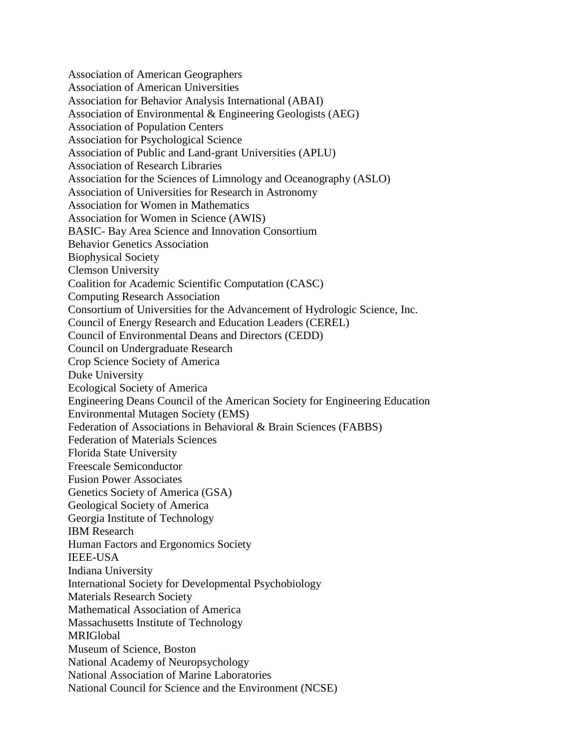Association of American Geographers
Association of American Universities
Association for Behavior Analysis International (ABAI)
Association of Environmental & Engineering Geologists (AEG)
Association of Population Centers
Association for Psychological Science
Association of Public and Land-grant Universities (APLU)
Association of Research Libraries
Association for the Sciences of Limnology and Oceanography (ASLO)
Association of Universities for Research in Astronomy
Association for Women in Mathematics
Association for Women in Science (AWIS)
BASIC- Bay Area Science and Innovation Consortium
Behavior Genetics Association
Biophysical Society
Clemson University
Coalition for Academic Scientific Computation (CASC)
Computing Research Association
Consortium of Universities for the Advancement of Hydrologic Science, Inc.
Council of Energy Research and Education Leaders (CEREL)
Council of Environmental Deans and Directors (CEDD)
Council on Undergraduate Research
Crop Science Society of America
Duke University
Ecological Society of America
Engineering Deans Council of the American Society for Engineering Education
Environmental Mutagen Society (EMS)
Federation of Associations in Behavioral & Brain Sciences (FABBS)
Federation of Materials Sciences
Florida State University
Freescale Semiconductor
Fusion Power Associates
Genetics Society of America (GSA)
Geological Society of America
Georgia Institute of Technology
IBM Research
Human Factors and Ergonomics Society
IEEE-USA
Indiana University
International Society for Developmental Psychobiology
Materials Research Society
Mathematical Association of America
Massachusetts Institute of Technology
MRIGlobal
Museum of Science, Boston
National Academy of Neuropsychology
National Association of Marine Laboratories
National Council for Science and the Environment (NCSE)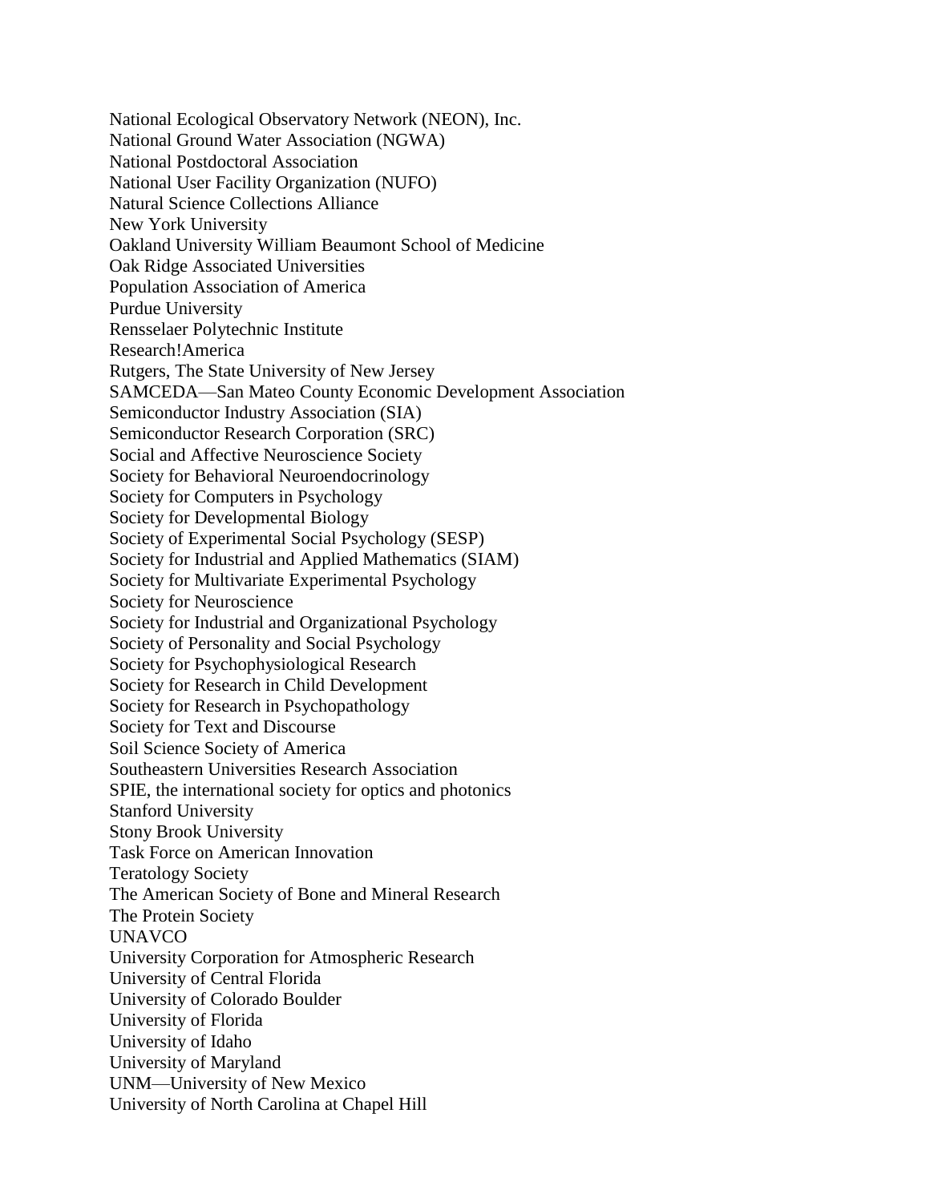National Ecological Observatory Network (NEON), Inc.
National Ground Water Association (NGWA)
National Postdoctoral Association
National User Facility Organization (NUFO)
Natural Science Collections Alliance
New York University
Oakland University William Beaumont School of Medicine
Oak Ridge Associated Universities
Population Association of America
Purdue University
Rensselaer Polytechnic Institute
Research!America
Rutgers, The State University of New Jersey
SAMCEDA—San Mateo County Economic Development Association
Semiconductor Industry Association (SIA)
Semiconductor Research Corporation (SRC)
Social and Affective Neuroscience Society
Society for Behavioral Neuroendocrinology
Society for Computers in Psychology
Society for Developmental Biology
Society of Experimental Social Psychology (SESP)
Society for Industrial and Applied Mathematics (SIAM)
Society for Multivariate Experimental Psychology
Society for Neuroscience
Society for Industrial and Organizational Psychology
Society of Personality and Social Psychology
Society for Psychophysiological Research
Society for Research in Child Development
Society for Research in Psychopathology
Society for Text and Discourse
Soil Science Society of America
Southeastern Universities Research Association
SPIE, the international society for optics and photonics
Stanford University
Stony Brook University
Task Force on American Innovation
Teratology Society
The American Society of Bone and Mineral Research
The Protein Society
UNAVCO
University Corporation for Atmospheric Research
University of Central Florida
University of Colorado Boulder
University of Florida
University of Idaho
University of Maryland
UNM—University of New Mexico
University of North Carolina at Chapel Hill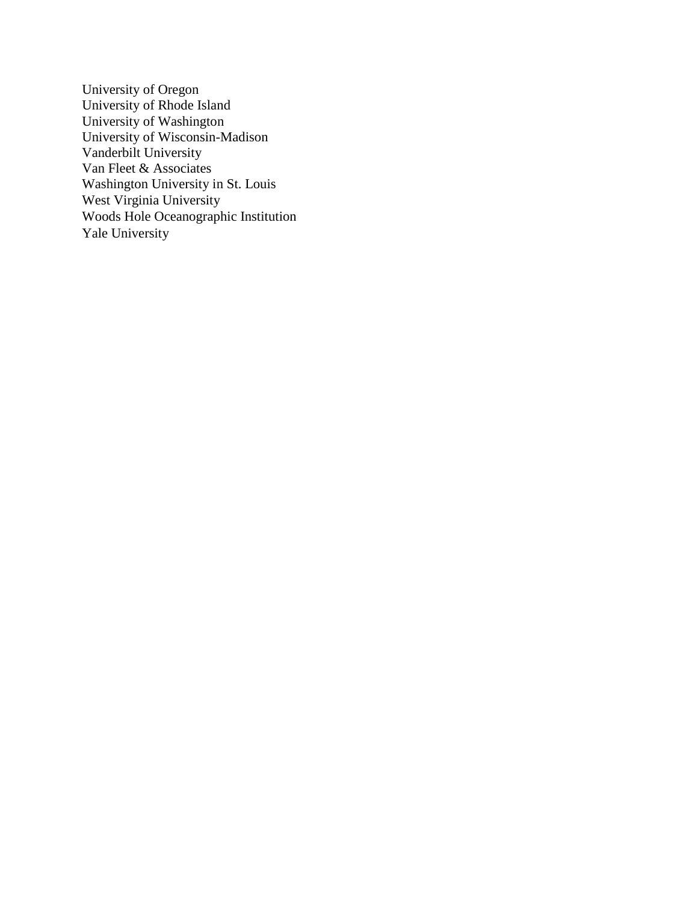University of Oregon
University of Rhode Island
University of Washington
University of Wisconsin-Madison
Vanderbilt University
Van Fleet & Associates
Washington University in St. Louis
West Virginia University
Woods Hole Oceanographic Institution
Yale University